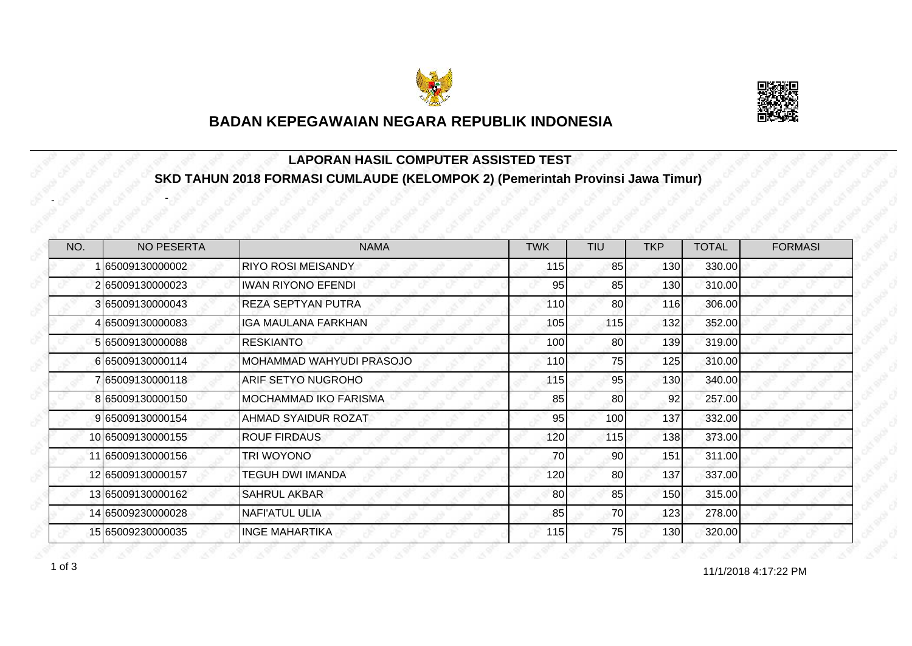# BADAN KEPEGAWAIAN NEGARA REPUBLIK INDONESIA

## LAPORAN HASIL COMPUTER ASSISTED TEST

### SKD TAHUN 2018 FORMASI CUMLAUDE (KELOMPOK 2) (Pemerintah Provinsi Jawa Timur)

- -

| NO. | NO PESERTA | NAMA | TWK | TIU | TKP | TOTAL | FORMASI |
|---|---|---|---|---|---|---|---|
| 1 | 65009130000002 | RIYO ROSI MEISANDY | 115 | 85 | 130 | 330.00 | |
| 2 | 65009130000023 | IWAN RIYONO EFENDI | 95 | 85 | 130 | 310.00 | |
| 3 | 65009130000043 | REZA SEPTYAN PUTRA | 110 | 80 | 116 | 306.00 | |
| 4 | 65009130000083 | IGA MAULANA FARKHAN | 105 | 115 | 132 | 352.00 | |
| 5 | 65009130000088 | RESKIANTO | 100 | 80 | 139 | 319.00 | |
| 6 | 65009130000114 | MOHAMMAD WAHYUDI PRASOJO | 110 | 75 | 125 | 310.00 | |
| 7 | 65009130000118 | ARIF SETYO NUGROHO | 115 | 95 | 130 | 340.00 | |
| 8 | 65009130000150 | MOCHAMMAD IKO FARISMA | 85 | 80 | 92 | 257.00 | |
| 9 | 65009130000154 | AHMAD SYAIDUR ROZAT | 95 | 100 | 137 | 332.00 | |
| 10 | 65009130000155 | ROUF FIRDAUS | 120 | 115 | 138 | 373.00 | |
| 11 | 65009130000156 | TRI WOYONO | 70 | 90 | 151 | 311.00 | |
| 12 | 65009130000157 | TEGUH DWI IMANDA | 120 | 80 | 137 | 337.00 | |
| 13 | 65009130000162 | SAHRUL AKBAR | 80 | 85 | 150 | 315.00 | |
| 14 | 65009230000028 | NAFI'ATUL ULIA | 85 | 70 | 123 | 278.00 | |
| 15 | 65009230000035 | INGE MAHARTIKA | 115 | 75 | 130 | 320.00 | |

11/1/2018 4:17:22 PM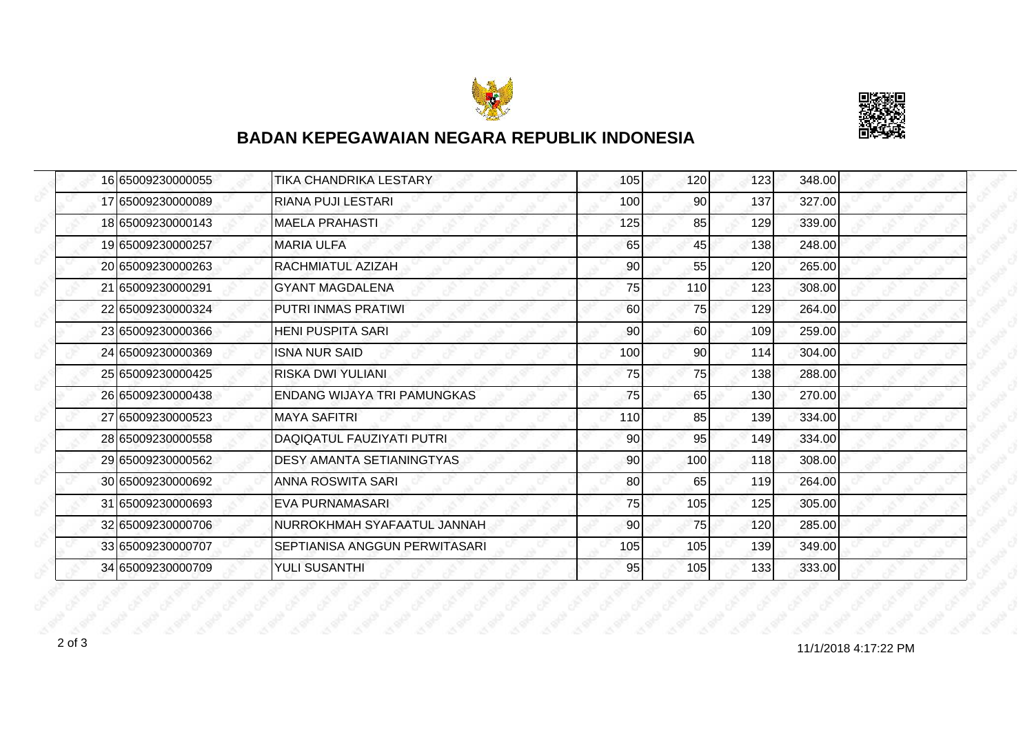## BADAN KEPEGAWAIAN NEGARA REPUBLIK INDONESIA

| | | | | | | | |
|---|---|---|---|---|---|---|---|
| 16 | 65009230000055 | TIKA CHANDRIKA LESTARY | 105 | 120 | 123 | 348.00 | |
| 17 | 65009230000089 | RIANA PUJI LESTARI | 100 | 90 | 137 | 327.00 | |
| 18 | 65009230000143 | MAELA PRAHASTI | 125 | 85 | 129 | 339.00 | |
| 19 | 65009230000257 | MARIA ULFA | 65 | 45 | 138 | 248.00 | |
| 20 | 65009230000263 | RACHMIATUL AZIZAH | 90 | 55 | 120 | 265.00 | |
| 21 | 65009230000291 | GYANT MAGDALENA | 75 | 110 | 123 | 308.00 | |
| 22 | 65009230000324 | PUTRI INMAS PRATIWI | 60 | 75 | 129 | 264.00 | |
| 23 | 65009230000366 | HENI PUSPITA SARI | 90 | 60 | 109 | 259.00 | |
| 24 | 65009230000369 | ISNA NUR SAID | 100 | 90 | 114 | 304.00 | |
| 25 | 65009230000425 | RISKA DWI YULIANI | 75 | 75 | 138 | 288.00 | |
| 26 | 65009230000438 | ENDANG WIJAYA TRI PAMUNGKAS | 75 | 65 | 130 | 270.00 | |
| 27 | 65009230000523 | MAYA SAFITRI | 110 | 85 | 139 | 334.00 | |
| 28 | 65009230000558 | DAQIQATUL FAUZIYATI PUTRI | 90 | 95 | 149 | 334.00 | |
| 29 | 65009230000562 | DESY AMANTA SETIANINGTYAS | 90 | 100 | 118 | 308.00 | |
| 30 | 65009230000692 | ANNA ROSWITA SARI | 80 | 65 | 119 | 264.00 | |
| 31 | 65009230000693 | EVA PURNAMASARI | 75 | 105 | 125 | 305.00 | |
| 32 | 65009230000706 | NURROKHMAH SYAFAATUL JANNAH | 90 | 75 | 120 | 285.00 | |
| 33 | 65009230000707 | SEPTIANISA ANGGUN PERWITASARI | 105 | 105 | 139 | 349.00 | |
| 34 | 65009230000709 | YULI SUSANTHI | 95 | 105 | 133 | 333.00 | |

11/1/2018 4:17:22 PM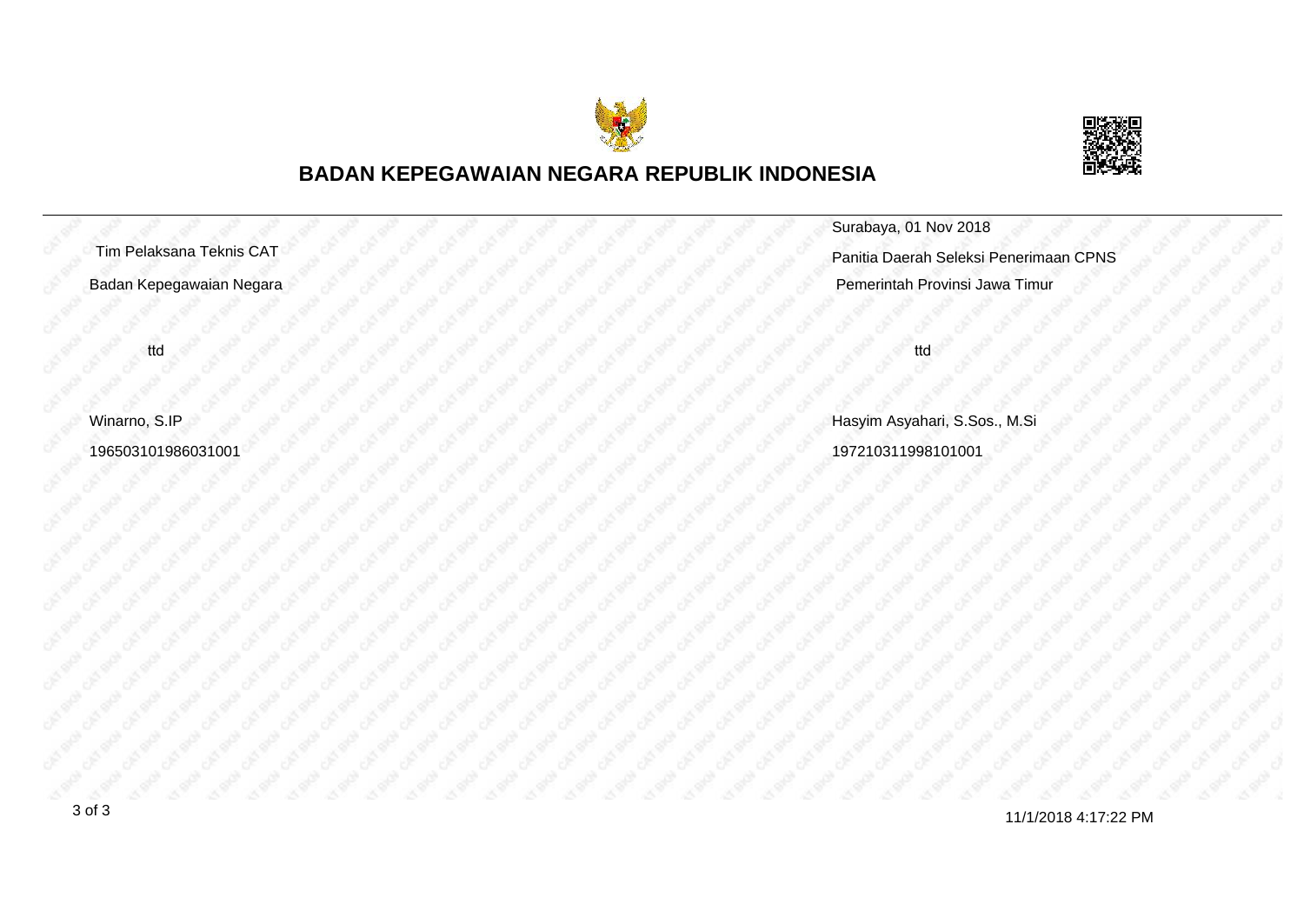# BADAN KEPEGAWAIAN NEGARA REPUBLIK INDONESIA

Surabaya, 01 Nov 2018

| Tim Pelaksana Teknis CAT | Panitia Daerah Seleksi Penerimaan CPNS |
| --- | --- |
| Badan Kepegawaian Negara | Pemerintah Provinsi Jawa Timur |
| ttd | ttd |
| Winarno, S.IP | Hasyim Asyahari, S.Sos., M.Si |
| 196503101986031001 | 197210311998101001 |

11/1/2018 4:17:22 PM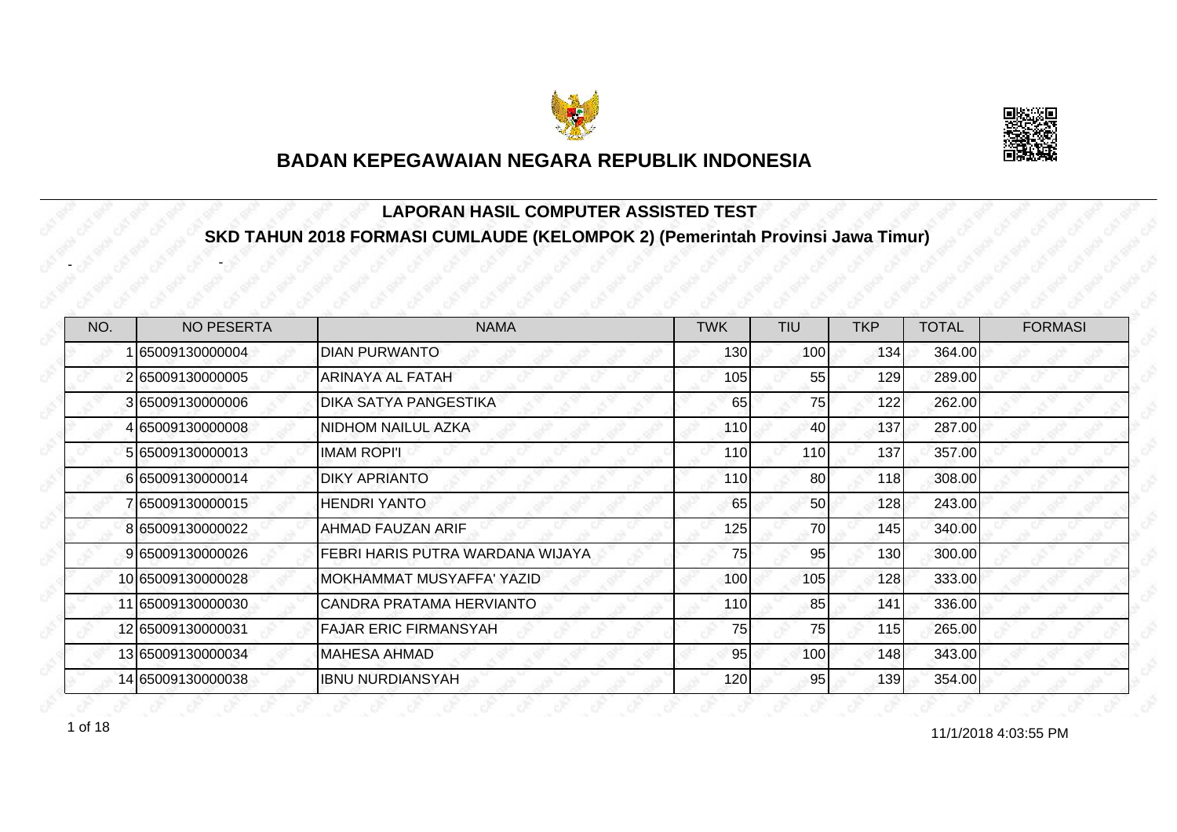# BADAN KEPEGAWAIAN NEGARA REPUBLIK INDONESIA

## LAPORAN HASIL COMPUTER ASSISTED TEST

## SKD TAHUN 2018 FORMASI CUMLAUDE (KELOMPOK 2) (Pemerintah Provinsi Jawa Timur)

- -

| NO. | NO PESERTA | NAMA | TWK | TIU | TKP | TOTAL | FORMASI |
|---|---|---|---|---|---|---|---|
| 1 | 65009130000004 | DIAN PURWANTO | 130 | 100 | 134 | 364.00 | |
| 2 | 65009130000005 | ARINAYA AL FATAH | 105 | 55 | 129 | 289.00 | |
| 3 | 65009130000006 | DIKA SATYA PANGESTIKA | 65 | 75 | 122 | 262.00 | |
| 4 | 65009130000008 | NIDHOM NAILUL AZKA | 110 | 40 | 137 | 287.00 | |
| 5 | 65009130000013 | IMAM ROPI'I | 110 | 110 | 137 | 357.00 | |
| 6 | 65009130000014 | DIKY APRIANTO | 110 | 80 | 118 | 308.00 | |
| 7 | 65009130000015 | HENDRI YANTO | 65 | 50 | 128 | 243.00 | |
| 8 | 65009130000022 | AHMAD FAUZAN ARIF | 125 | 70 | 145 | 340.00 | |
| 9 | 65009130000026 | FEBRI HARIS PUTRA WARDANA WIJAYA | 75 | 95 | 130 | 300.00 | |
| 10 | 65009130000028 | MOKHAMMAT MUSYAFFA' YAZID | 100 | 105 | 128 | 333.00 | |
| 11 | 65009130000030 | CANDRA PRATAMA HERVIANTO | 110 | 85 | 141 | 336.00 | |
| 12 | 65009130000031 | FAJAR ERIC FIRMANSYAH | 75 | 75 | 115 | 265.00 | |
| 13 | 65009130000034 | MAHESA AHMAD | 95 | 100 | 148 | 343.00 | |
| 14 | 65009130000038 | IBNU NURDIANSYAH | 120 | 95 | 139 | 354.00 | |

11/1/2018 4:03:55 PM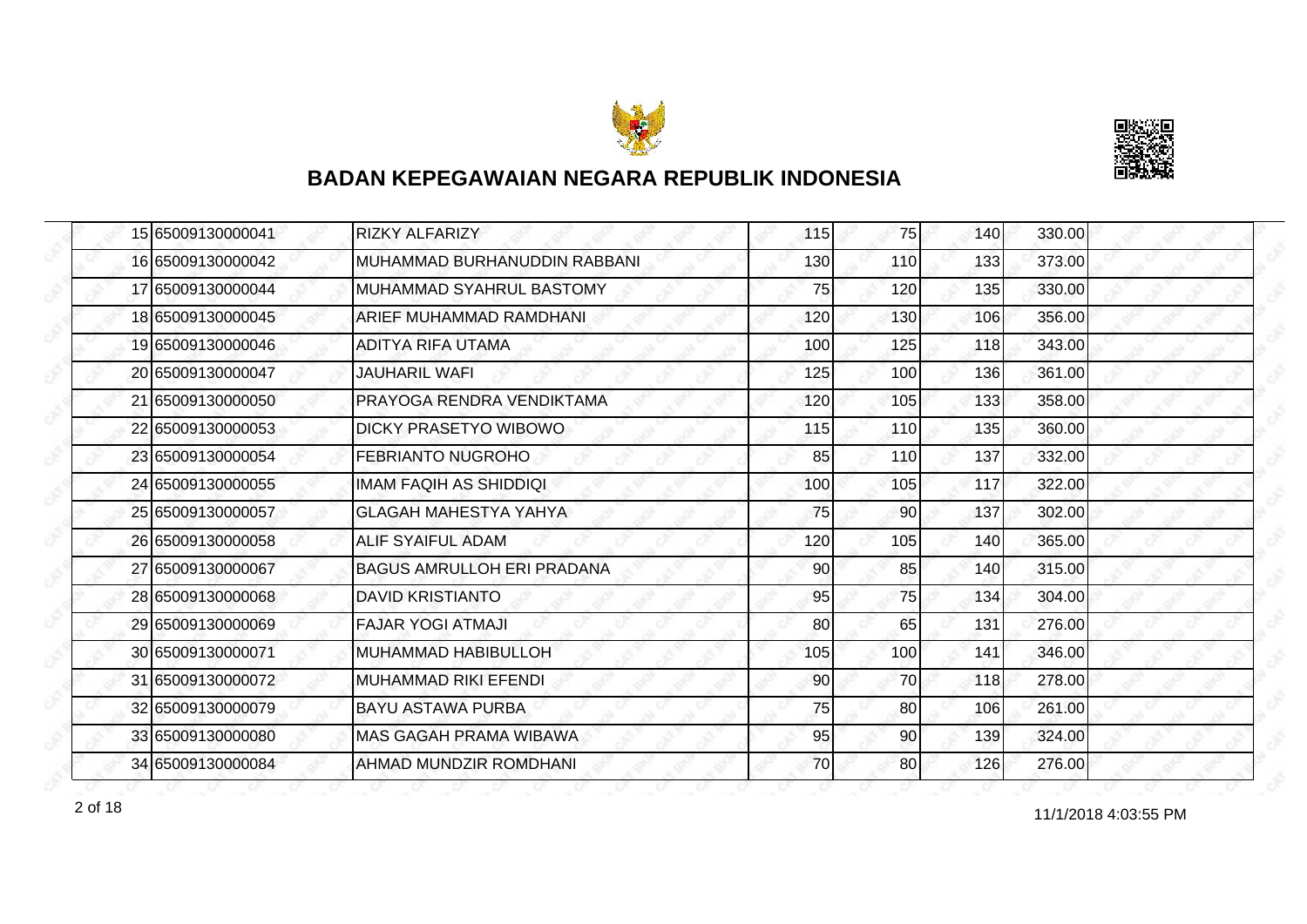# BADAN KEPEGAWAIAN NEGARA REPUBLIK INDONESIA

| | | | | | | | |
|---|---|---|---|---|---|---|---|
| 15 | 65009130000041 | RIZKY ALFARIZY | 115 | 75 | 140 | 330.00 | |
| 16 | 65009130000042 | MUHAMMAD BURHANUDDIN RABBANI | 130 | 110 | 133 | 373.00 | |
| 17 | 65009130000044 | MUHAMMAD SYAHRUL BASTOMY | 75 | 120 | 135 | 330.00 | |
| 18 | 65009130000045 | ARIEF MUHAMMAD RAMDHANI | 120 | 130 | 106 | 356.00 | |
| 19 | 65009130000046 | ADITYA RIFA UTAMA | 100 | 125 | 118 | 343.00 | |
| 20 | 65009130000047 | JAUHARIL WAFI | 125 | 100 | 136 | 361.00 | |
| 21 | 65009130000050 | PRAYOGA RENDRA VENDIKTAMA | 120 | 105 | 133 | 358.00 | |
| 22 | 65009130000053 | DICKY PRASETYO WIBOWO | 115 | 110 | 135 | 360.00 | |
| 23 | 65009130000054 | FEBRIANTO NUGROHO | 85 | 110 | 137 | 332.00 | |
| 24 | 65009130000055 | IMAM FAQIH AS SHIDDIQI | 100 | 105 | 117 | 322.00 | |
| 25 | 65009130000057 | GLAGAH MAHESTYA YAHYA | 75 | 90 | 137 | 302.00 | |
| 26 | 65009130000058 | ALIF SYAIFUL ADAM | 120 | 105 | 140 | 365.00 | |
| 27 | 65009130000067 | BAGUS AMRULLOH ERI PRADANA | 90 | 85 | 140 | 315.00 | |
| 28 | 65009130000068 | DAVID KRISTIANTO | 95 | 75 | 134 | 304.00 | |
| 29 | 65009130000069 | FAJAR YOGI ATMAJI | 80 | 65 | 131 | 276.00 | |
| 30 | 65009130000071 | MUHAMMAD HABIBULLOH | 105 | 100 | 141 | 346.00 | |
| 31 | 65009130000072 | MUHAMMAD RIKI EFENDI | 90 | 70 | 118 | 278.00 | |
| 32 | 65009130000079 | BAYU ASTAWA PURBA | 75 | 80 | 106 | 261.00 | |
| 33 | 65009130000080 | MAS GAGAH PRAMA WIBAWA | 95 | 90 | 139 | 324.00 | |
| 34 | 65009130000084 | AHMAD MUNDZIR ROMDHANI | 70 | 80 | 126 | 276.00 | |

11/1/2018 4:03:55 PM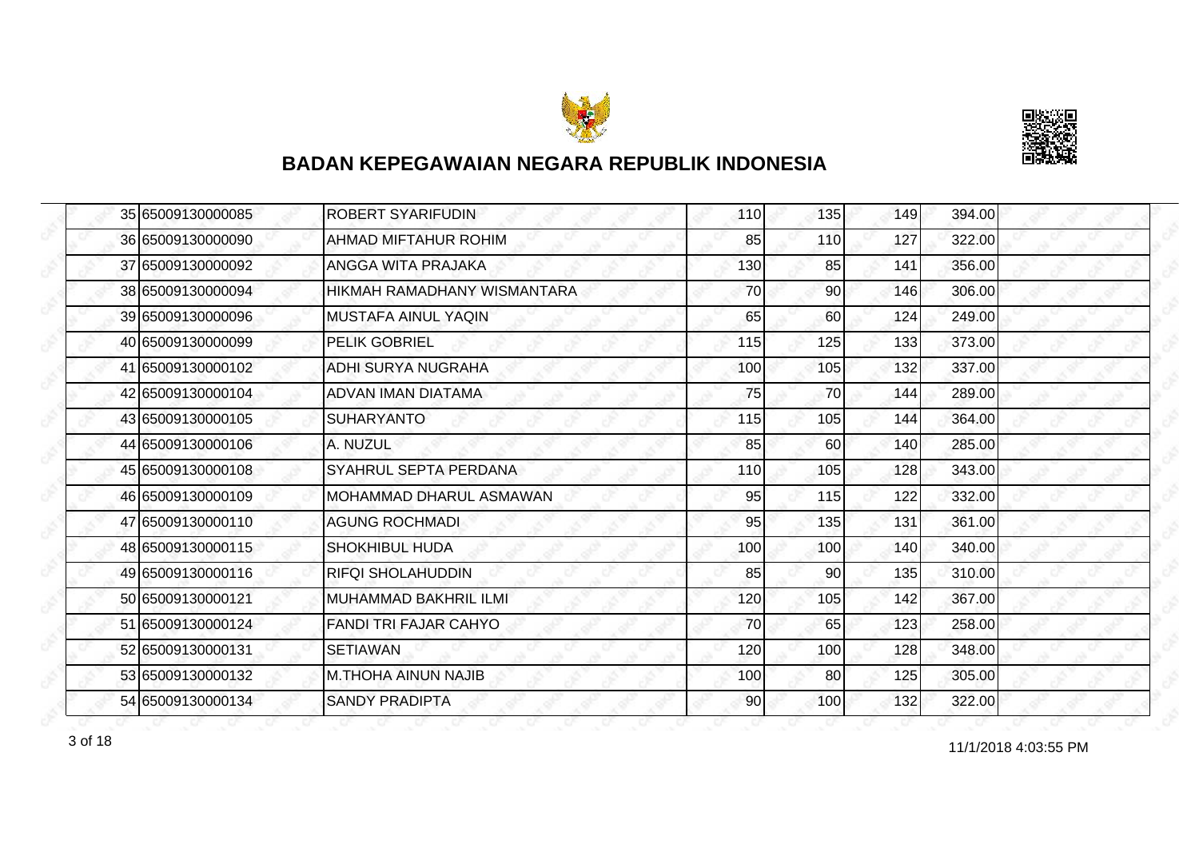# BADAN KEPEGAWAIAN NEGARA REPUBLIK INDONESIA

| | | | | | | | |
|---|---|---|---|---|---|---|---|
| 35 | 65009130000085 | ROBERT SYARIFUDIN | 110 | 135 | 149 | 394.00 | |
| 36 | 65009130000090 | AHMAD MIFTAHUR ROHIM | 85 | 110 | 127 | 322.00 | |
| 37 | 65009130000092 | ANGGA WITA PRAJAKA | 130 | 85 | 141 | 356.00 | |
| 38 | 65009130000094 | HIKMAH RAMADHANY WISMANTARA | 70 | 90 | 146 | 306.00 | |
| 39 | 65009130000096 | MUSTAFA AINUL YAQIN | 65 | 60 | 124 | 249.00 | |
| 40 | 65009130000099 | PELIK GOBRIEL | 115 | 125 | 133 | 373.00 | |
| 41 | 65009130000102 | ADHI SURYA NUGRAHA | 100 | 105 | 132 | 337.00 | |
| 42 | 65009130000104 | ADVAN IMAN DIATAMA | 75 | 70 | 144 | 289.00 | |
| 43 | 65009130000105 | SUHARYANTO | 115 | 105 | 144 | 364.00 | |
| 44 | 65009130000106 | A. NUZUL | 85 | 60 | 140 | 285.00 | |
| 45 | 65009130000108 | SYAHRUL SEPTA PERDANA | 110 | 105 | 128 | 343.00 | |
| 46 | 65009130000109 | MOHAMMAD DHARUL ASMAWAN | 95 | 115 | 122 | 332.00 | |
| 47 | 65009130000110 | AGUNG ROCHMADI | 95 | 135 | 131 | 361.00 | |
| 48 | 65009130000115 | SHOKHIBUL HUDA | 100 | 100 | 140 | 340.00 | |
| 49 | 65009130000116 | RIFQI SHOLAHUDDIN | 85 | 90 | 135 | 310.00 | |
| 50 | 65009130000121 | MUHAMMAD BAKHRIL ILMI | 120 | 105 | 142 | 367.00 | |
| 51 | 65009130000124 | FANDI TRI FAJAR CAHYO | 70 | 65 | 123 | 258.00 | |
| 52 | 65009130000131 | SETIAWAN | 120 | 100 | 128 | 348.00 | |
| 53 | 65009130000132 | M.THOHA AINUN NAJIB | 100 | 80 | 125 | 305.00 | |
| 54 | 65009130000134 | SANDY PRADIPTA | 90 | 100 | 132 | 322.00 | |

11/1/2018 4:03:55 PM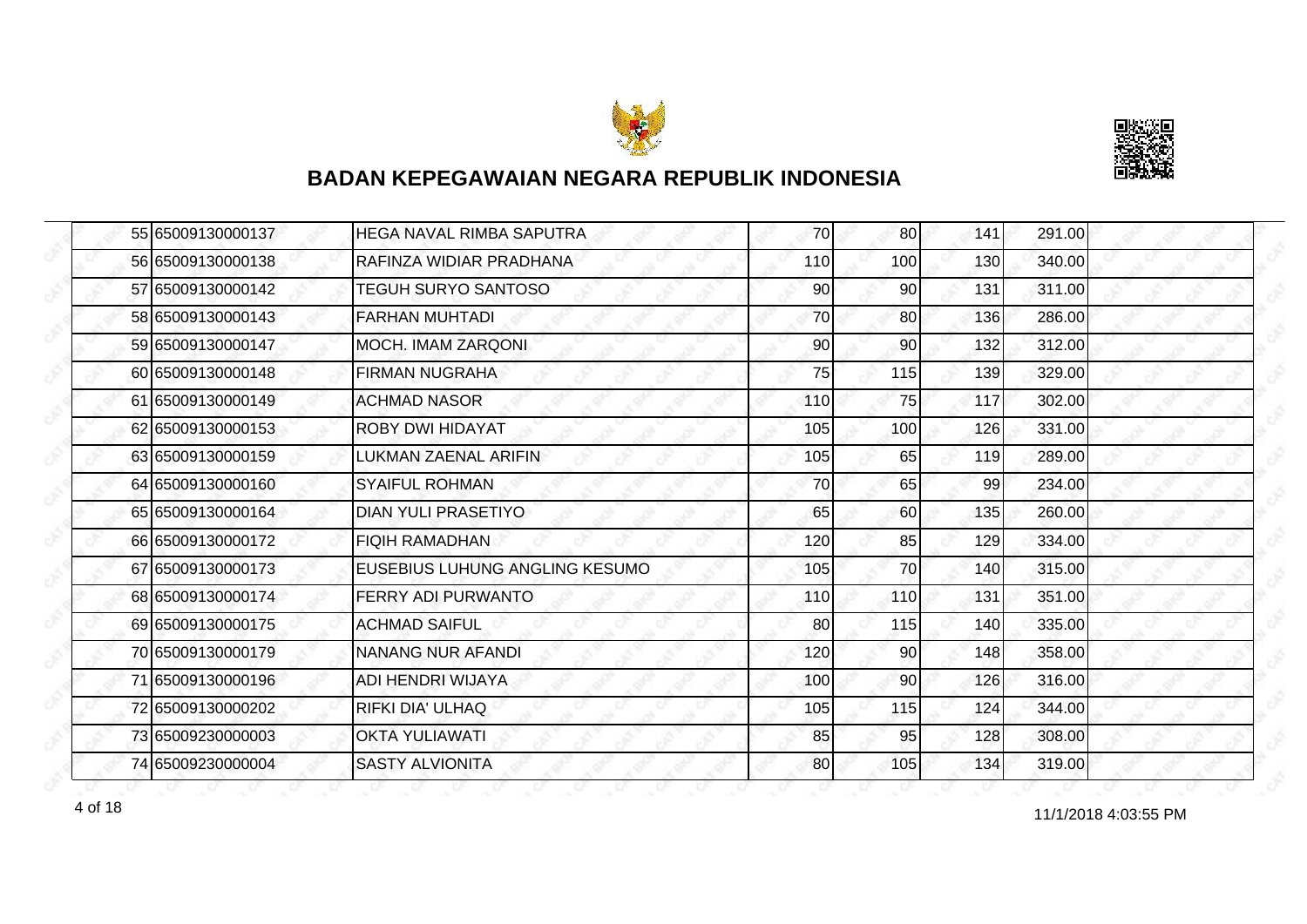## BADAN KEPEGAWAIAN NEGARA REPUBLIK INDONESIA

| | | | | | | | |
|---|---|---|---|---|---|---|---|
| 55 | 65009130000137 | HEGA NAVAL RIMBA SAPUTRA | 70 | 80 | 141 | 291.00 | |
| 56 | 65009130000138 | RAFINZA WIDIAR PRADHANA | 110 | 100 | 130 | 340.00 | |
| 57 | 65009130000142 | TEGUH SURYO SANTOSO | 90 | 90 | 131 | 311.00 | |
| 58 | 65009130000143 | FARHAN MUHTADI | 70 | 80 | 136 | 286.00 | |
| 59 | 65009130000147 | MOCH. IMAM ZARQONI | 90 | 90 | 132 | 312.00 | |
| 60 | 65009130000148 | FIRMAN NUGRAHA | 75 | 115 | 139 | 329.00 | |
| 61 | 65009130000149 | ACHMAD NASOR | 110 | 75 | 117 | 302.00 | |
| 62 | 65009130000153 | ROBY DWI HIDAYAT | 105 | 100 | 126 | 331.00 | |
| 63 | 65009130000159 | LUKMAN ZAENAL ARIFIN | 105 | 65 | 119 | 289.00 | |
| 64 | 65009130000160 | SYAIFUL ROHMAN | 70 | 65 | 99 | 234.00 | |
| 65 | 65009130000164 | DIAN YULI PRASETIYO | 65 | 60 | 135 | 260.00 | |
| 66 | 65009130000172 | FIQIH RAMADHAN | 120 | 85 | 129 | 334.00 | |
| 67 | 65009130000173 | EUSEBIUS LUHUNG ANGLING KESUMO | 105 | 70 | 140 | 315.00 | |
| 68 | 65009130000174 | FERRY ADI PURWANTO | 110 | 110 | 131 | 351.00 | |
| 69 | 65009130000175 | ACHMAD SAIFUL | 80 | 115 | 140 | 335.00 | |
| 70 | 65009130000179 | NANANG NUR AFANDI | 120 | 90 | 148 | 358.00 | |
| 71 | 65009130000196 | ADI HENDRI WIJAYA | 100 | 90 | 126 | 316.00 | |
| 72 | 65009130000202 | RIFKI DIA' ULHAQ | 105 | 115 | 124 | 344.00 | |
| 73 | 65009230000003 | OKTA YULIAWATI | 85 | 95 | 128 | 308.00 | |
| 74 | 65009230000004 | SASTY ALVIONITA | 80 | 105 | 134 | 319.00 | |

11/1/2018 4:03:55 PM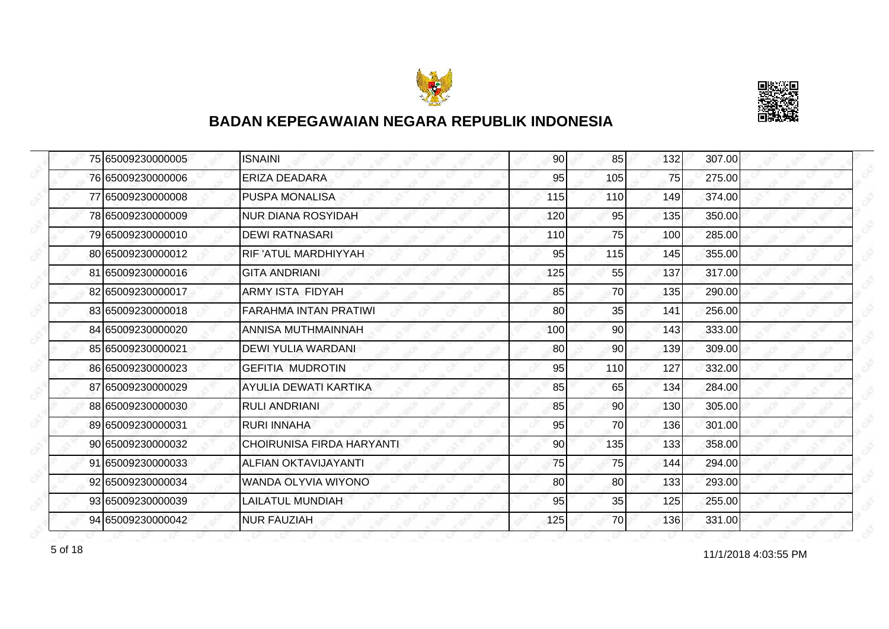## BADAN KEPEGAWAIAN NEGARA REPUBLIK INDONESIA

| | | | | | | | |
|---|---|---|---|---|---|---|---|
| 75 | 65009230000005 | ISNAINI | 90 | 85 | 132 | 307.00 | |
| 76 | 65009230000006 | ERIZA DEADARA | 95 | 105 | 75 | 275.00 | |
| 77 | 65009230000008 | PUSPA MONALISA | 115 | 110 | 149 | 374.00 | |
| 78 | 65009230000009 | NUR DIANA ROSYIDAH | 120 | 95 | 135 | 350.00 | |
| 79 | 65009230000010 | DEWI RATNASARI | 110 | 75 | 100 | 285.00 | |
| 80 | 65009230000012 | RIF 'ATUL MARDHIYYAH | 95 | 115 | 145 | 355.00 | |
| 81 | 65009230000016 | GITA ANDRIANI | 125 | 55 | 137 | 317.00 | |
| 82 | 65009230000017 | ARMY ISTA FIDYAH | 85 | 70 | 135 | 290.00 | |
| 83 | 65009230000018 | FARAHMA INTAN PRATIWI | 80 | 35 | 141 | 256.00 | |
| 84 | 65009230000020 | ANNISA MUTHMAINNAH | 100 | 90 | 143 | 333.00 | |
| 85 | 65009230000021 | DEWI YULIA WARDANI | 80 | 90 | 139 | 309.00 | |
| 86 | 65009230000023 | GEFITIA MUDROTIN | 95 | 110 | 127 | 332.00 | |
| 87 | 65009230000029 | AYULIA DEWATI KARTIKA | 85 | 65 | 134 | 284.00 | |
| 88 | 65009230000030 | RULI ANDRIANI | 85 | 90 | 130 | 305.00 | |
| 89 | 65009230000031 | RURI INNAHA | 95 | 70 | 136 | 301.00 | |
| 90 | 65009230000032 | CHOIRUNISA FIRDA HARYANTI | 90 | 135 | 133 | 358.00 | |
| 91 | 65009230000033 | ALFIAN OKTAVIJAYANTI | 75 | 75 | 144 | 294.00 | |
| 92 | 65009230000034 | WANDA OLYVIA WIYONO | 80 | 80 | 133 | 293.00 | |
| 93 | 65009230000039 | LAILATUL MUNDIAH | 95 | 35 | 125 | 255.00 | |
| 94 | 65009230000042 | NUR FAUZIAH | 125 | 70 | 136 | 331.00 | |

11/1/2018 4:03:55 PM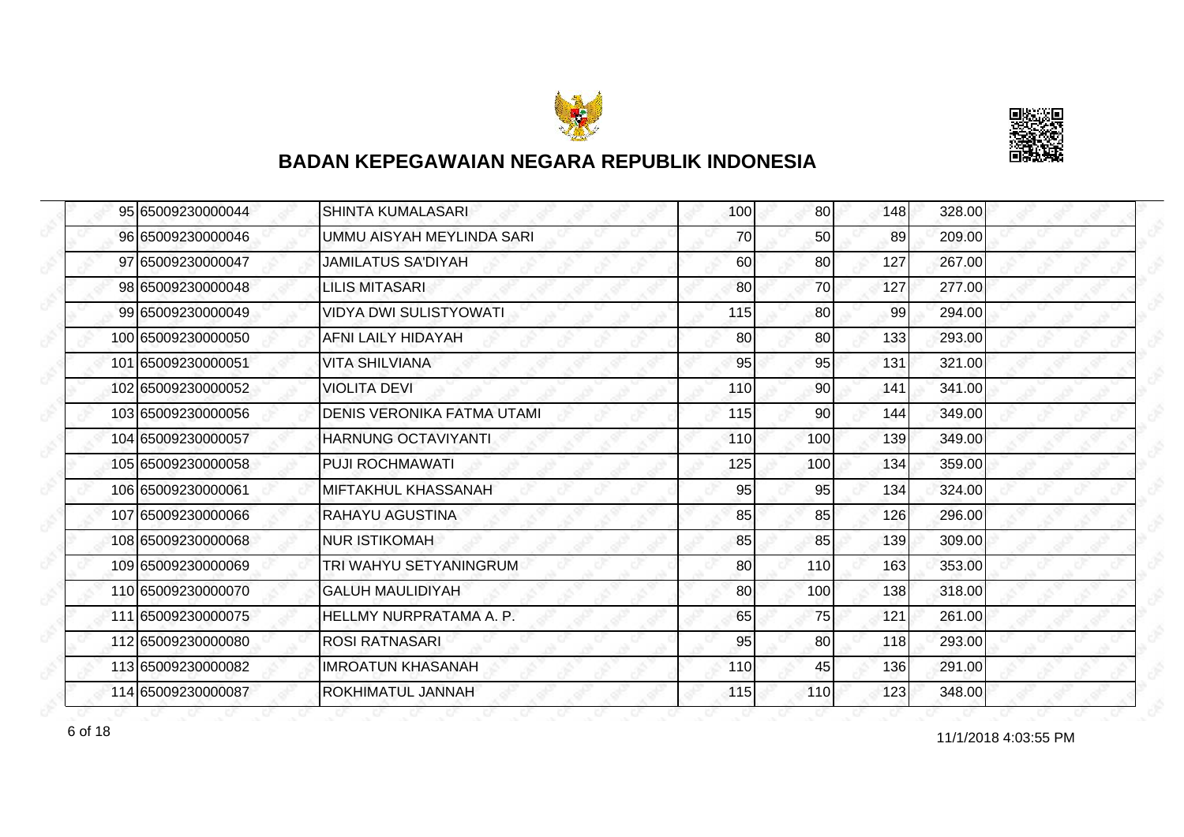# BADAN KEPEGAWAIAN NEGARA REPUBLIK INDONESIA

| | | | | | | | |
|---|---|---|---|---|---|---|---|
| 95 | 65009230000044 | SHINTA KUMALASARI | 100 | 80 | 148 | 328.00 | |
| 96 | 65009230000046 | UMMU AISYAH MEYLINDA SARI | 70 | 50 | 89 | 209.00 | |
| 97 | 65009230000047 | JAMILATUS SA'DIYAH | 60 | 80 | 127 | 267.00 | |
| 98 | 65009230000048 | LILIS MITASARI | 80 | 70 | 127 | 277.00 | |
| 99 | 65009230000049 | VIDYA DWI SULISTYOWATI | 115 | 80 | 99 | 294.00 | |
| 100 | 65009230000050 | AFNI LAILY HIDAYAH | 80 | 80 | 133 | 293.00 | |
| 101 | 65009230000051 | VITA SHILVIANA | 95 | 95 | 131 | 321.00 | |
| 102 | 65009230000052 | VIOLITA DEVI | 110 | 90 | 141 | 341.00 | |
| 103 | 65009230000056 | DENIS VERONIKA FATMA UTAMI | 115 | 90 | 144 | 349.00 | |
| 104 | 65009230000057 | HARNUNG OCTAVIYANTI | 110 | 100 | 139 | 349.00 | |
| 105 | 65009230000058 | PUJI ROCHMAWATI | 125 | 100 | 134 | 359.00 | |
| 106 | 65009230000061 | MIFTAKHUL KHASSANAH | 95 | 95 | 134 | 324.00 | |
| 107 | 65009230000066 | RAHAYU AGUSTINA | 85 | 85 | 126 | 296.00 | |
| 108 | 65009230000068 | NUR ISTIKOMAH | 85 | 85 | 139 | 309.00 | |
| 109 | 65009230000069 | TRI WAHYU SETYANINGRUM | 80 | 110 | 163 | 353.00 | |
| 110 | 65009230000070 | GALUH MAULIDIYAH | 80 | 100 | 138 | 318.00 | |
| 111 | 65009230000075 | HELLMY NURPRATAMA A. P. | 65 | 75 | 121 | 261.00 | |
| 112 | 65009230000080 | ROSI RATNASARI | 95 | 80 | 118 | 293.00 | |
| 113 | 65009230000082 | IMROATUN KHASANAH | 110 | 45 | 136 | 291.00 | |
| 114 | 65009230000087 | ROKHIMATUL JANNAH | 115 | 110 | 123 | 348.00 | |

11/1/2018 4:03:55 PM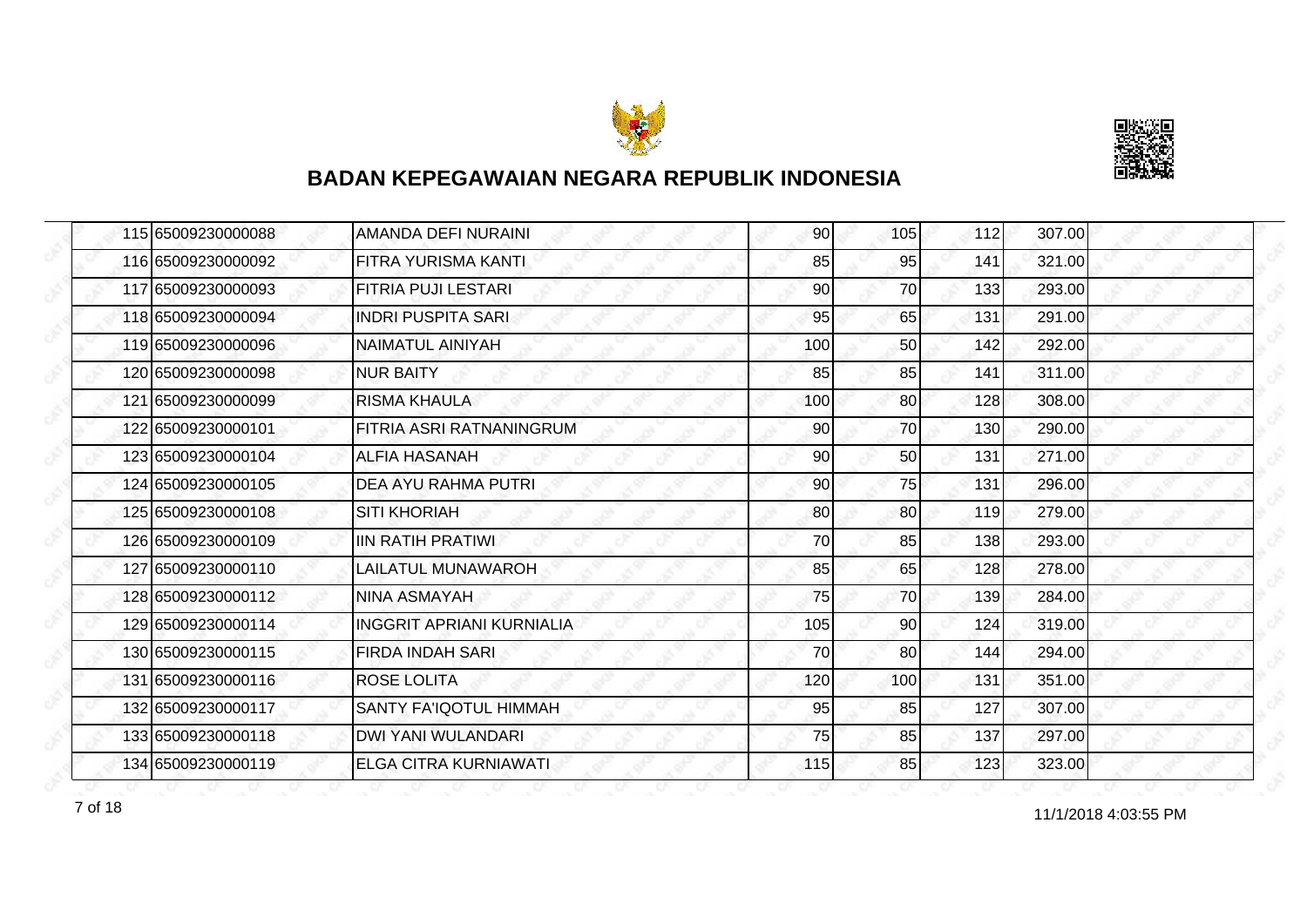# BADAN KEPEGAWAIAN NEGARA REPUBLIK INDONESIA

| | | | | | | | |
|---|---|---|---|---|---|---|---|
| 115 | 65009230000088 | AMANDA DEFI NURAINI | 90 | 105 | 112 | 307.00 | |
| 116 | 65009230000092 | FITRA YURISMA KANTI | 85 | 95 | 141 | 321.00 | |
| 117 | 65009230000093 | FITRIA PUJI LESTARI | 90 | 70 | 133 | 293.00 | |
| 118 | 65009230000094 | INDRI PUSPITA SARI | 95 | 65 | 131 | 291.00 | |
| 119 | 65009230000096 | NAIMATUL AINIYAH | 100 | 50 | 142 | 292.00 | |
| 120 | 65009230000098 | NUR BAITY | 85 | 85 | 141 | 311.00 | |
| 121 | 65009230000099 | RISMA KHAULA | 100 | 80 | 128 | 308.00 | |
| 122 | 65009230000101 | FITRIA ASRI RATNANINGRUM | 90 | 70 | 130 | 290.00 | |
| 123 | 65009230000104 | ALFIA HASANAH | 90 | 50 | 131 | 271.00 | |
| 124 | 65009230000105 | DEA AYU RAHMA PUTRI | 90 | 75 | 131 | 296.00 | |
| 125 | 65009230000108 | SITI KHORIAH | 80 | 80 | 119 | 279.00 | |
| 126 | 65009230000109 | IIN RATIH PRATIWI | 70 | 85 | 138 | 293.00 | |
| 127 | 65009230000110 | LAILATUL MUNAWAROH | 85 | 65 | 128 | 278.00 | |
| 128 | 65009230000112 | NINA ASMAYAH | 75 | 70 | 139 | 284.00 | |
| 129 | 65009230000114 | INGGRIT APRIANI KURNIALIA | 105 | 90 | 124 | 319.00 | |
| 130 | 65009230000115 | FIRDA INDAH SARI | 70 | 80 | 144 | 294.00 | |
| 131 | 65009230000116 | ROSE LOLITA | 120 | 100 | 131 | 351.00 | |
| 132 | 65009230000117 | SANTY FA'IQOTUL HIMMAH | 95 | 85 | 127 | 307.00 | |
| 133 | 65009230000118 | DWI YANI WULANDARI | 75 | 85 | 137 | 297.00 | |
| 134 | 65009230000119 | ELGA CITRA KURNIAWATI | 115 | 85 | 123 | 323.00 | |

11/1/2018 4:03:55 PM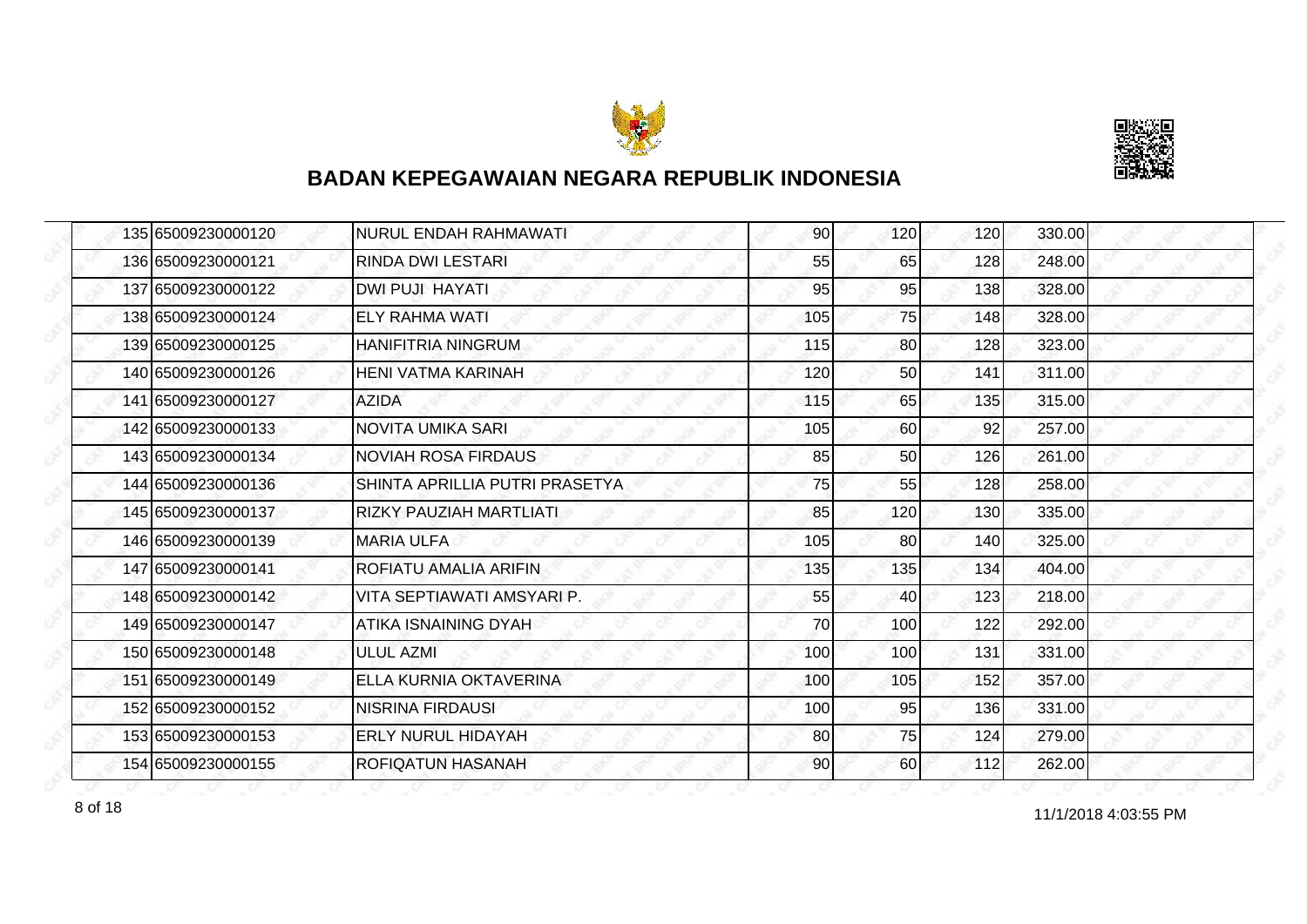## BADAN KEPEGAWAIAN NEGARA REPUBLIK INDONESIA

| | | | | | | | |
|---|---|---|---|---|---|---|---|
| 135 | 65009230000120 | NURUL ENDAH RAHMAWATI | 90 | 120 | 120 | 330.00 | |
| 136 | 65009230000121 | RINDA DWI LESTARI | 55 | 65 | 128 | 248.00 | |
| 137 | 65009230000122 | DWI PUJI HAYATI | 95 | 95 | 138 | 328.00 | |
| 138 | 65009230000124 | ELY RAHMA WATI | 105 | 75 | 148 | 328.00 | |
| 139 | 65009230000125 | HANIFITRIA NINGRUM | 115 | 80 | 128 | 323.00 | |
| 140 | 65009230000126 | HENI VATMA KARINAH | 120 | 50 | 141 | 311.00 | |
| 141 | 65009230000127 | AZIDA | 115 | 65 | 135 | 315.00 | |
| 142 | 65009230000133 | NOVITA UMIKA SARI | 105 | 60 | 92 | 257.00 | |
| 143 | 65009230000134 | NOVIAH ROSA FIRDAUS | 85 | 50 | 126 | 261.00 | |
| 144 | 65009230000136 | SHINTA APRILLIA PUTRI PRASETYA | 75 | 55 | 128 | 258.00 | |
| 145 | 65009230000137 | RIZKY PAUZIAH MARTLIATI | 85 | 120 | 130 | 335.00 | |
| 146 | 65009230000139 | MARIA ULFA | 105 | 80 | 140 | 325.00 | |
| 147 | 65009230000141 | ROFIATU AMALIA ARIFIN | 135 | 135 | 134 | 404.00 | |
| 148 | 65009230000142 | VITA SEPTIAWATI AMSYARI P. | 55 | 40 | 123 | 218.00 | |
| 149 | 65009230000147 | ATIKA ISNAINING DYAH | 70 | 100 | 122 | 292.00 | |
| 150 | 65009230000148 | ULUL AZMI | 100 | 100 | 131 | 331.00 | |
| 151 | 65009230000149 | ELLA KURNIA OKTAVERINA | 100 | 105 | 152 | 357.00 | |
| 152 | 65009230000152 | NISRINA FIRDAUSI | 100 | 95 | 136 | 331.00 | |
| 153 | 65009230000153 | ERLY NURUL HIDAYAH | 80 | 75 | 124 | 279.00 | |
| 154 | 65009230000155 | ROFIQATUN HASANAH | 90 | 60 | 112 | 262.00 | |

11/1/2018 4:03:55 PM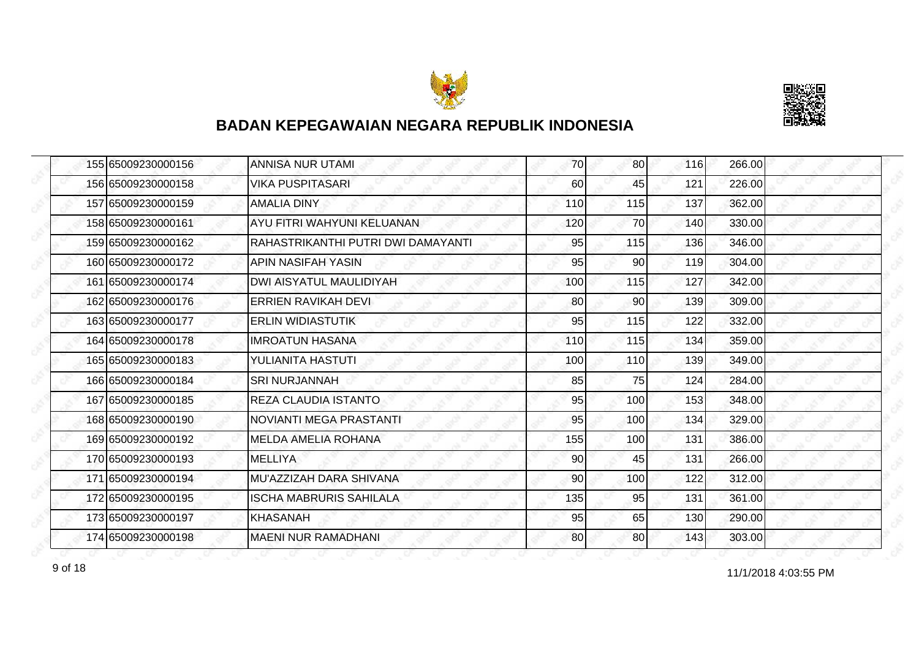# BADAN KEPEGAWAIAN NEGARA REPUBLIK INDONESIA

| | | | | | | | |
|---|---|---|---|---|---|---|---|
| 155 | 65009230000156 | ANNISA NUR UTAMI | 70 | 80 | 116 | 266.00 | |
| 156 | 65009230000158 | VIKA PUSPITASARI | 60 | 45 | 121 | 226.00 | |
| 157 | 65009230000159 | AMALIA DINY | 110 | 115 | 137 | 362.00 | |
| 158 | 65009230000161 | AYU FITRI WAHYUNI KELUANAN | 120 | 70 | 140 | 330.00 | |
| 159 | 65009230000162 | RAHASTRIKANTHI PUTRI DWI DAMAYANTI | 95 | 115 | 136 | 346.00 | |
| 160 | 65009230000172 | APIN NASIFAH YASIN | 95 | 90 | 119 | 304.00 | |
| 161 | 65009230000174 | DWI AISYATUL MAULIDIYAH | 100 | 115 | 127 | 342.00 | |
| 162 | 65009230000176 | ERRIEN RAVIKAH DEVI | 80 | 90 | 139 | 309.00 | |
| 163 | 65009230000177 | ERLIN WIDIASTUTIK | 95 | 115 | 122 | 332.00 | |
| 164 | 65009230000178 | IMROATUN HASANA | 110 | 115 | 134 | 359.00 | |
| 165 | 65009230000183 | YULIANITA HASTUTI | 100 | 110 | 139 | 349.00 | |
| 166 | 65009230000184 | SRI NURJANNAH | 85 | 75 | 124 | 284.00 | |
| 167 | 65009230000185 | REZA CLAUDIA ISTANTO | 95 | 100 | 153 | 348.00 | |
| 168 | 65009230000190 | NOVIANTI MEGA PRASTANTI | 95 | 100 | 134 | 329.00 | |
| 169 | 65009230000192 | MELDA AMELIA ROHANA | 155 | 100 | 131 | 386.00 | |
| 170 | 65009230000193 | MELLIYA | 90 | 45 | 131 | 266.00 | |
| 171 | 65009230000194 | MU'AZZIZAH DARA SHIVANA | 90 | 100 | 122 | 312.00 | |
| 172 | 65009230000195 | ISCHA MABRURIS SAHILALA | 135 | 95 | 131 | 361.00 | |
| 173 | 65009230000197 | KHASANAH | 95 | 65 | 130 | 290.00 | |
| 174 | 65009230000198 | MAENI NUR RAMADHANI | 80 | 80 | 143 | 303.00 | |

11/1/2018 4:03:55 PM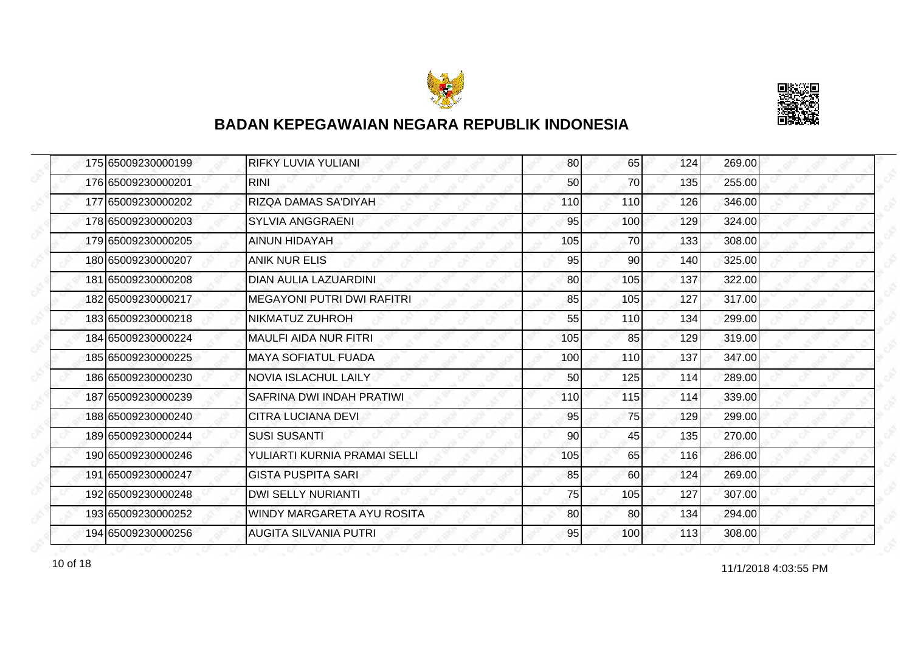## BADAN KEPEGAWAIAN NEGARA REPUBLIK INDONESIA

| | | | | | | | |
|---|---|---|---|---|---|---|---|
| 175 | 65009230000199 | RIFKY LUVIA YULIANI | 80 | 65 | 124 | 269.00 | |
| 176 | 65009230000201 | RINI | 50 | 70 | 135 | 255.00 | |
| 177 | 65009230000202 | RIZQA DAMAS SA'DIYAH | 110 | 110 | 126 | 346.00 | |
| 178 | 65009230000203 | SYLVIA ANGGRAENI | 95 | 100 | 129 | 324.00 | |
| 179 | 65009230000205 | AINUN HIDAYAH | 105 | 70 | 133 | 308.00 | |
| 180 | 65009230000207 | ANIK NUR ELIS | 95 | 90 | 140 | 325.00 | |
| 181 | 65009230000208 | DIAN AULIA LAZUARDINI | 80 | 105 | 137 | 322.00 | |
| 182 | 65009230000217 | MEGAYONI PUTRI DWI RAFITRI | 85 | 105 | 127 | 317.00 | |
| 183 | 65009230000218 | NIKMATUZ ZUHROH | 55 | 110 | 134 | 299.00 | |
| 184 | 65009230000224 | MAULFI AIDA NUR FITRI | 105 | 85 | 129 | 319.00 | |
| 185 | 65009230000225 | MAYA SOFIATUL FUADA | 100 | 110 | 137 | 347.00 | |
| 186 | 65009230000230 | NOVIA ISLACHUL LAILY | 50 | 125 | 114 | 289.00 | |
| 187 | 65009230000239 | SAFRINA DWI INDAH PRATIWI | 110 | 115 | 114 | 339.00 | |
| 188 | 65009230000240 | CITRA LUCIANA DEVI | 95 | 75 | 129 | 299.00 | |
| 189 | 65009230000244 | SUSI SUSANTI | 90 | 45 | 135 | 270.00 | |
| 190 | 65009230000246 | YULIARTI KURNIA PRAMAI SELLI | 105 | 65 | 116 | 286.00 | |
| 191 | 65009230000247 | GISTA PUSPITA SARI | 85 | 60 | 124 | 269.00 | |
| 192 | 65009230000248 | DWI SELLY NURIANTI | 75 | 105 | 127 | 307.00 | |
| 193 | 65009230000252 | WINDY MARGARETA AYU ROSITA | 80 | 80 | 134 | 294.00 | |
| 194 | 65009230000256 | AUGITA SILVANIA PUTRI | 95 | 100 | 113 | 308.00 | |

11/1/2018 4:03:55 PM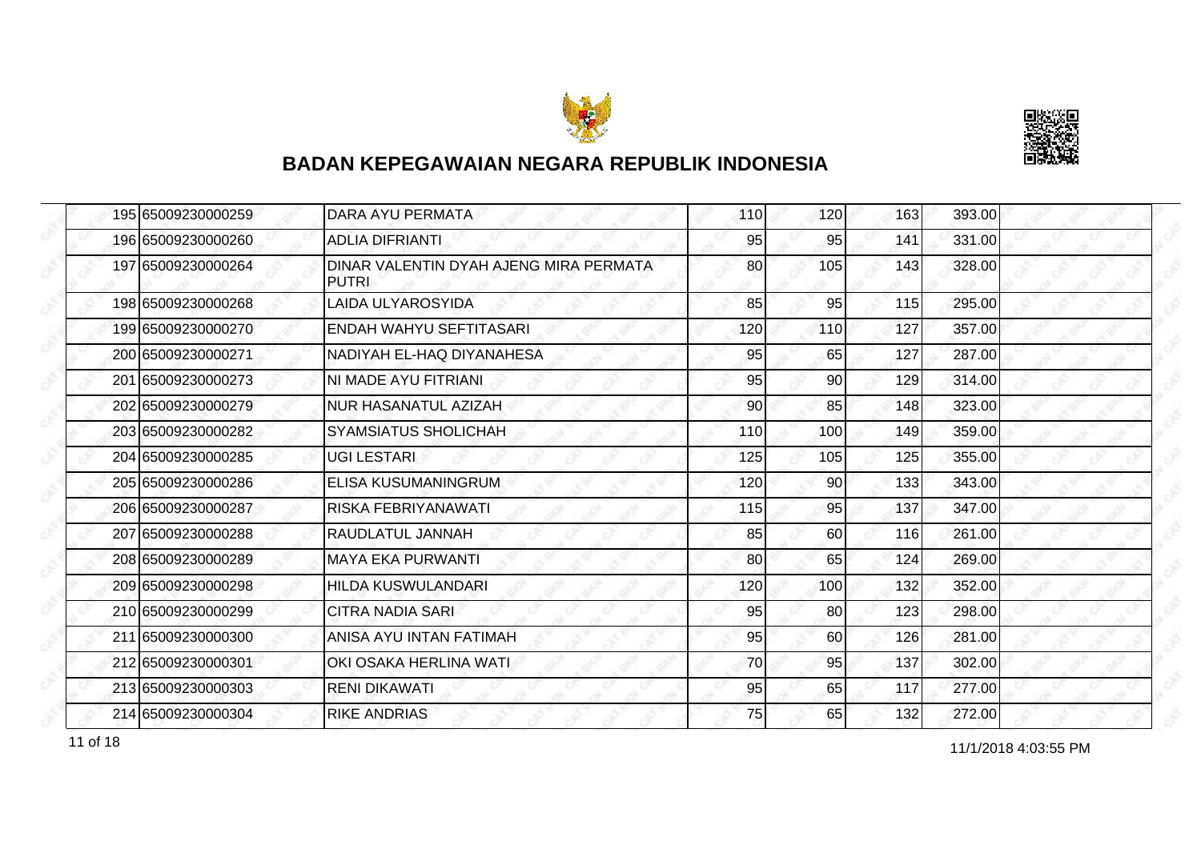## BADAN KEPEGAWAIAN NEGARA REPUBLIK INDONESIA

| | | | | | | | |
|---|---|---|---|---|---|---|---|
| 195 | 65009230000259 | DARA AYU PERMATA | 110 | 120 | 163 | 393.00 | |
| 196 | 65009230000260 | ADLIA DIFRIANTI | 95 | 95 | 141 | 331.00 | |
| 197 | 65009230000264 | DINAR VALENTIN DYAH AJENG MIRA PERMATA PUTRI | 80 | 105 | 143 | 328.00 | |
| 198 | 65009230000268 | LAIDA ULYAROSYIDA | 85 | 95 | 115 | 295.00 | |
| 199 | 65009230000270 | ENDAH WAHYU SEFTITASARI | 120 | 110 | 127 | 357.00 | |
| 200 | 65009230000271 | NADIYAH EL-HAQ DIYANAHESA | 95 | 65 | 127 | 287.00 | |
| 201 | 65009230000273 | NI MADE AYU FITRIANI | 95 | 90 | 129 | 314.00 | |
| 202 | 65009230000279 | NUR HASANATUL AZIZAH | 90 | 85 | 148 | 323.00 | |
| 203 | 65009230000282 | SYAMSIATUS SHOLICHAH | 110 | 100 | 149 | 359.00 | |
| 204 | 65009230000285 | UGI LESTARI | 125 | 105 | 125 | 355.00 | |
| 205 | 65009230000286 | ELISA KUSUMANINGRUM | 120 | 90 | 133 | 343.00 | |
| 206 | 65009230000287 | RISKA FEBRIYANAWATI | 115 | 95 | 137 | 347.00 | |
| 207 | 65009230000288 | RAUDLATUL JANNAH | 85 | 60 | 116 | 261.00 | |
| 208 | 65009230000289 | MAYA EKA PURWANTI | 80 | 65 | 124 | 269.00 | |
| 209 | 65009230000298 | HILDA KUSWULANDARI | 120 | 100 | 132 | 352.00 | |
| 210 | 65009230000299 | CITRA NADIA SARI | 95 | 80 | 123 | 298.00 | |
| 211 | 65009230000300 | ANISA AYU INTAN FATIMAH | 95 | 60 | 126 | 281.00 | |
| 212 | 65009230000301 | OKI OSAKA HERLINA WATI | 70 | 95 | 137 | 302.00 | |
| 213 | 65009230000303 | RENI DIKAWATI | 95 | 65 | 117 | 277.00 | |
| 214 | 65009230000304 | RIKE ANDRIAS | 75 | 65 | 132 | 272.00 | |

11/1/2018 4:03:55 PM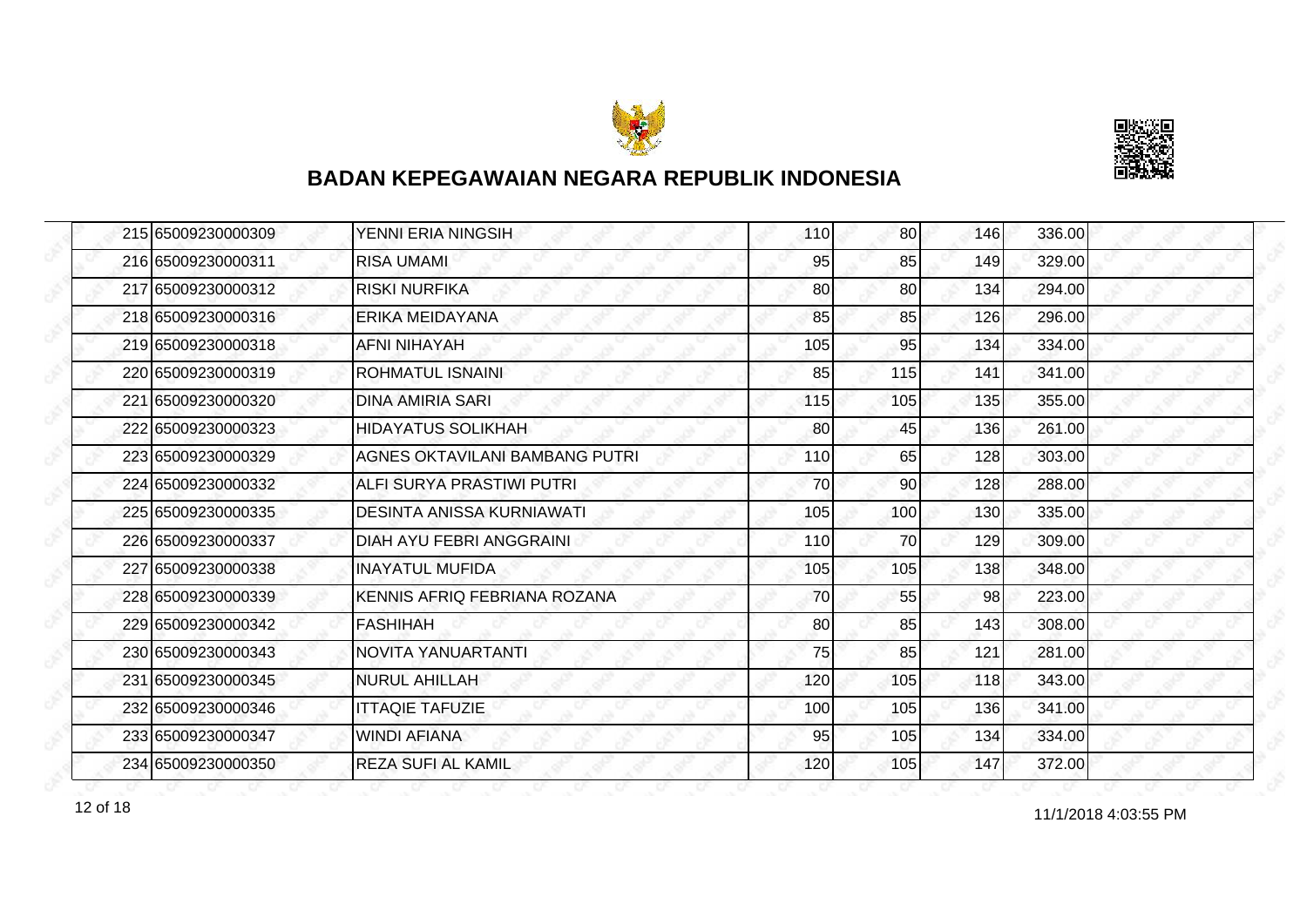## BADAN KEPEGAWAIAN NEGARA REPUBLIK INDONESIA

| | | | | | | | |
|---|---|---|---|---|---|---|---|
| 215 | 65009230000309 | YENNI ERIA NINGSIH | 110 | 80 | 146 | 336.00 | |
| 216 | 65009230000311 | RISA UMAMI | 95 | 85 | 149 | 329.00 | |
| 217 | 65009230000312 | RISKI NURFIKA | 80 | 80 | 134 | 294.00 | |
| 218 | 65009230000316 | ERIKA MEIDAYANA | 85 | 85 | 126 | 296.00 | |
| 219 | 65009230000318 | AFNI NIHAYAH | 105 | 95 | 134 | 334.00 | |
| 220 | 65009230000319 | ROHMATUL ISNAINI | 85 | 115 | 141 | 341.00 | |
| 221 | 65009230000320 | DINA AMIRIA SARI | 115 | 105 | 135 | 355.00 | |
| 222 | 65009230000323 | HIDAYATUS SOLIKHAH | 80 | 45 | 136 | 261.00 | |
| 223 | 65009230000329 | AGNES OKTAVILANI BAMBANG PUTRI | 110 | 65 | 128 | 303.00 | |
| 224 | 65009230000332 | ALFI SURYA PRASTIWI PUTRI | 70 | 90 | 128 | 288.00 | |
| 225 | 65009230000335 | DESINTA ANISSA KURNIAWATI | 105 | 100 | 130 | 335.00 | |
| 226 | 65009230000337 | DIAH AYU FEBRI ANGGRAINI | 110 | 70 | 129 | 309.00 | |
| 227 | 65009230000338 | INAYATUL MUFIDA | 105 | 105 | 138 | 348.00 | |
| 228 | 65009230000339 | KENNIS AFRIQ FEBRIANA ROZANA | 70 | 55 | 98 | 223.00 | |
| 229 | 65009230000342 | FASHIHAH | 80 | 85 | 143 | 308.00 | |
| 230 | 65009230000343 | NOVITA YANUARTANTI | 75 | 85 | 121 | 281.00 | |
| 231 | 65009230000345 | NURUL AHILLAH | 120 | 105 | 118 | 343.00 | |
| 232 | 65009230000346 | ITTAQIE TAFUZIE | 100 | 105 | 136 | 341.00 | |
| 233 | 65009230000347 | WINDI AFIANA | 95 | 105 | 134 | 334.00 | |
| 234 | 65009230000350 | REZA SUFI AL KAMIL | 120 | 105 | 147 | 372.00 | |

11/1/2018 4:03:55 PM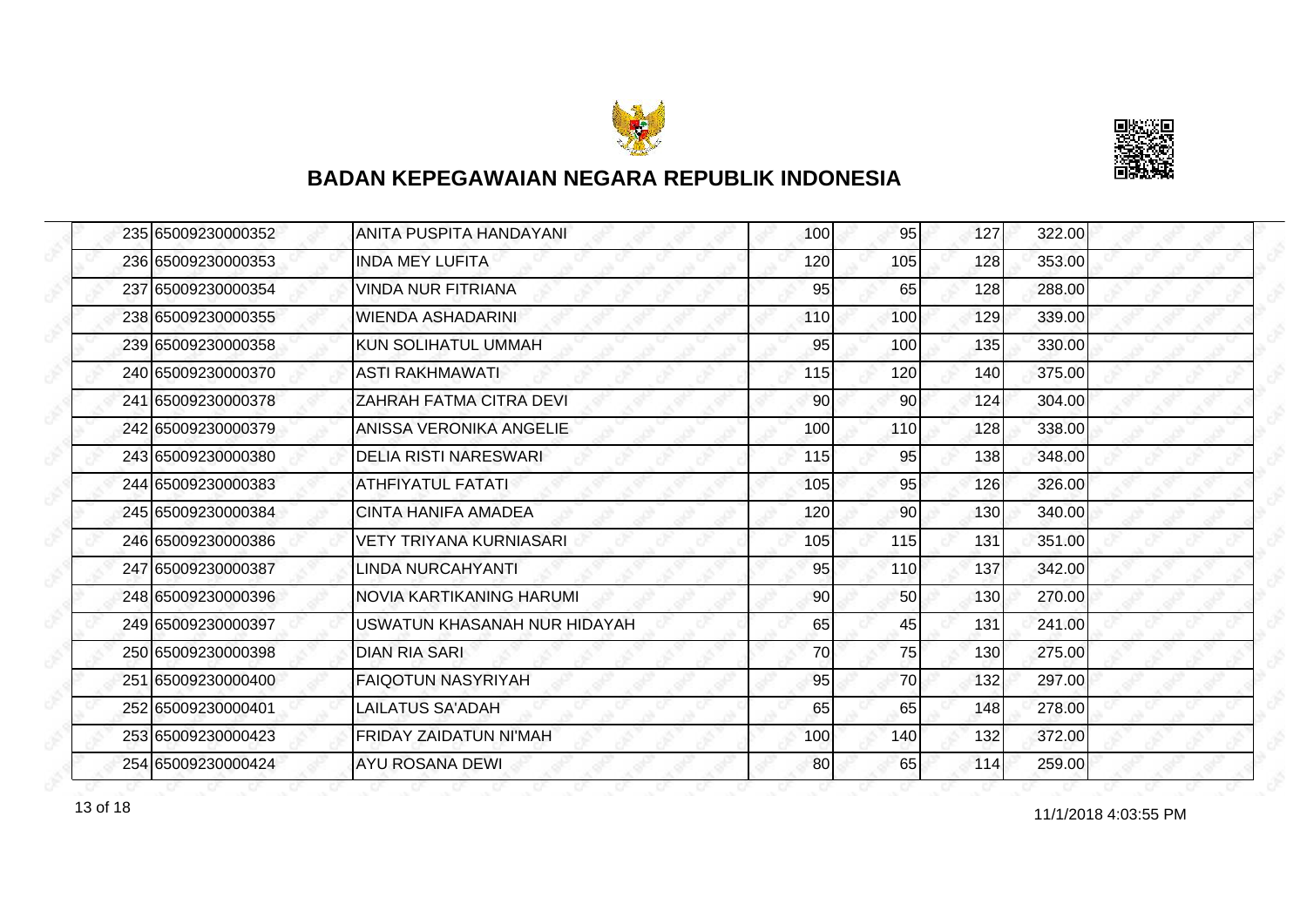## BADAN KEPEGAWAIAN NEGARA REPUBLIK INDONESIA

| | | | | | | | |
|---|---|---|---|---|---|---|---|
| 235 | 65009230000352 | ANITA PUSPITA HANDAYANI | 100 | 95 | 127 | 322.00 | |
| 236 | 65009230000353 | INDA MEY LUFITA | 120 | 105 | 128 | 353.00 | |
| 237 | 65009230000354 | VINDA NUR FITRIANA | 95 | 65 | 128 | 288.00 | |
| 238 | 65009230000355 | WIENDA ASHADARINI | 110 | 100 | 129 | 339.00 | |
| 239 | 65009230000358 | KUN SOLIHATUL UMMAH | 95 | 100 | 135 | 330.00 | |
| 240 | 65009230000370 | ASTI RAKHMAWATI | 115 | 120 | 140 | 375.00 | |
| 241 | 65009230000378 | ZAHRAH FATMA CITRA DEVI | 90 | 90 | 124 | 304.00 | |
| 242 | 65009230000379 | ANISSA VERONIKA ANGELIE | 100 | 110 | 128 | 338.00 | |
| 243 | 65009230000380 | DELIA RISTI NARESWARI | 115 | 95 | 138 | 348.00 | |
| 244 | 65009230000383 | ATHFIYATUL FATATI | 105 | 95 | 126 | 326.00 | |
| 245 | 65009230000384 | CINTA HANIFA AMADEA | 120 | 90 | 130 | 340.00 | |
| 246 | 65009230000386 | VETY TRIYANA KURNIASARI | 105 | 115 | 131 | 351.00 | |
| 247 | 65009230000387 | LINDA NURCAHYANTI | 95 | 110 | 137 | 342.00 | |
| 248 | 65009230000396 | NOVIA KARTIKANING HARUMI | 90 | 50 | 130 | 270.00 | |
| 249 | 65009230000397 | USWATUN KHASANAH NUR HIDAYAH | 65 | 45 | 131 | 241.00 | |
| 250 | 65009230000398 | DIAN RIA SARI | 70 | 75 | 130 | 275.00 | |
| 251 | 65009230000400 | FAIQOTUN NASYRIYAH | 95 | 70 | 132 | 297.00 | |
| 252 | 65009230000401 | LAILATUS SA'ADAH | 65 | 65 | 148 | 278.00 | |
| 253 | 65009230000423 | FRIDAY ZAIDATUN NI'MAH | 100 | 140 | 132 | 372.00 | |
| 254 | 65009230000424 | AYU ROSANA DEWI | 80 | 65 | 114 | 259.00 | |

11/1/2018 4:03:55 PM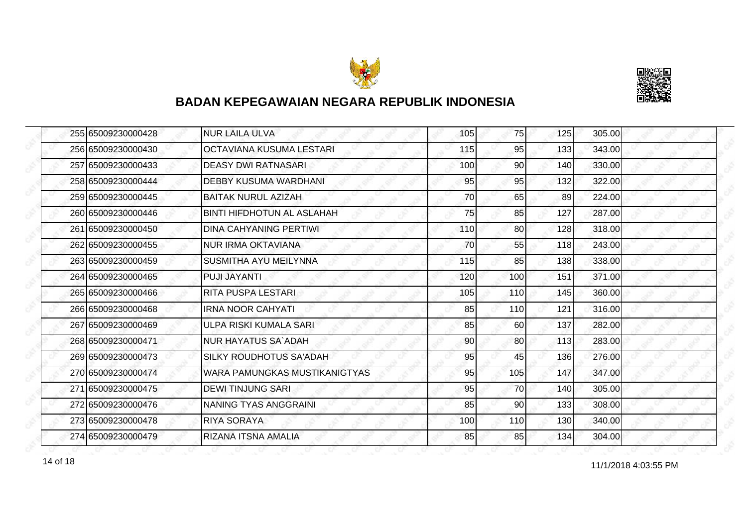## BADAN KEPEGAWAIAN NEGARA REPUBLIK INDONESIA

| | | | | | | | |
|---|---|---|---|---|---|---|---|
| 255 | 65009230000428 | NUR LAILA ULVA | 105 | 75 | 125 | 305.00 | |
| 256 | 65009230000430 | OCTAVIANA KUSUMA LESTARI | 115 | 95 | 133 | 343.00 | |
| 257 | 65009230000433 | DEASY DWI RATNASARI | 100 | 90 | 140 | 330.00 | |
| 258 | 65009230000444 | DEBBY KUSUMA WARDHANI | 95 | 95 | 132 | 322.00 | |
| 259 | 65009230000445 | BAITAK NURUL AZIZAH | 70 | 65 | 89 | 224.00 | |
| 260 | 65009230000446 | BINTI HIFDHOTUN AL ASLAHAH | 75 | 85 | 127 | 287.00 | |
| 261 | 65009230000450 | DINA CAHYANING PERTIWI | 110 | 80 | 128 | 318.00 | |
| 262 | 65009230000455 | NUR IRMA OKTAVIANA | 70 | 55 | 118 | 243.00 | |
| 263 | 65009230000459 | SUSMITHA AYU MEILYNNA | 115 | 85 | 138 | 338.00 | |
| 264 | 65009230000465 | PUJI JAYANTI | 120 | 100 | 151 | 371.00 | |
| 265 | 65009230000466 | RITA PUSPA LESTARI | 105 | 110 | 145 | 360.00 | |
| 266 | 65009230000468 | IRNA NOOR CAHYATI | 85 | 110 | 121 | 316.00 | |
| 267 | 65009230000469 | ULPA RISKI KUMALA SARI | 85 | 60 | 137 | 282.00 | |
| 268 | 65009230000471 | NUR HAYATUS SA`ADAH | 90 | 80 | 113 | 283.00 | |
| 269 | 65009230000473 | SILKY ROUDHOTUS SA'ADAH | 95 | 45 | 136 | 276.00 | |
| 270 | 65009230000474 | WARA PAMUNGKAS MUSTIKANIGTYAS | 95 | 105 | 147 | 347.00 | |
| 271 | 65009230000475 | DEWI TINJUNG SARI | 95 | 70 | 140 | 305.00 | |
| 272 | 65009230000476 | NANING TYAS ANGGRAINI | 85 | 90 | 133 | 308.00 | |
| 273 | 65009230000478 | RIYA SORAYA | 100 | 110 | 130 | 340.00 | |
| 274 | 65009230000479 | RIZANA ITSNA AMALIA | 85 | 85 | 134 | 304.00 | |

11/1/2018 4:03:55 PM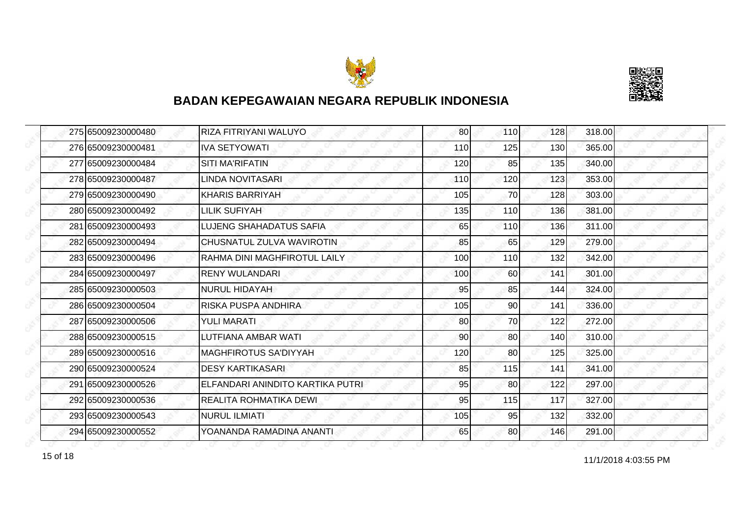## BADAN KEPEGAWAIAN NEGARA REPUBLIK INDONESIA

| | | | | | | | |
|---|---|---|---|---|---|---|---|
| 275 | 65009230000480 | RIZA FITRIYANI WALUYO | 80 | 110 | 128 | 318.00 | |
| 276 | 65009230000481 | IVA SETYOWATI | 110 | 125 | 130 | 365.00 | |
| 277 | 65009230000484 | SITI MA'RIFATIN | 120 | 85 | 135 | 340.00 | |
| 278 | 65009230000487 | LINDA NOVITASARI | 110 | 120 | 123 | 353.00 | |
| 279 | 65009230000490 | KHARIS BARRIYAH | 105 | 70 | 128 | 303.00 | |
| 280 | 65009230000492 | LILIK SUFIYAH | 135 | 110 | 136 | 381.00 | |
| 281 | 65009230000493 | LUJENG SHAHADATUS SAFIA | 65 | 110 | 136 | 311.00 | |
| 282 | 65009230000494 | CHUSNATUL ZULVA WAVIROTIN | 85 | 65 | 129 | 279.00 | |
| 283 | 65009230000496 | RAHMA DINI MAGHFIROTUL LAILY | 100 | 110 | 132 | 342.00 | |
| 284 | 65009230000497 | RENY WULANDARI | 100 | 60 | 141 | 301.00 | |
| 285 | 65009230000503 | NURUL HIDAYAH | 95 | 85 | 144 | 324.00 | |
| 286 | 65009230000504 | RISKA PUSPA ANDHIRA | 105 | 90 | 141 | 336.00 | |
| 287 | 65009230000506 | YULI MARATI | 80 | 70 | 122 | 272.00 | |
| 288 | 65009230000515 | LUTFIANA AMBAR WATI | 90 | 80 | 140 | 310.00 | |
| 289 | 65009230000516 | MAGHFIROTUS SA'DIYYAH | 120 | 80 | 125 | 325.00 | |
| 290 | 65009230000524 | DESY KARTIKASARI | 85 | 115 | 141 | 341.00 | |
| 291 | 65009230000526 | ELFANDARI ANINDITO KARTIKA PUTRI | 95 | 80 | 122 | 297.00 | |
| 292 | 65009230000536 | REALITA ROHMATIKA DEWI | 95 | 115 | 117 | 327.00 | |
| 293 | 65009230000543 | NURUL ILMIATI | 105 | 95 | 132 | 332.00 | |
| 294 | 65009230000552 | YOANANDA RAMADINA ANANTI | 65 | 80 | 146 | 291.00 | |

11/1/2018 4:03:55 PM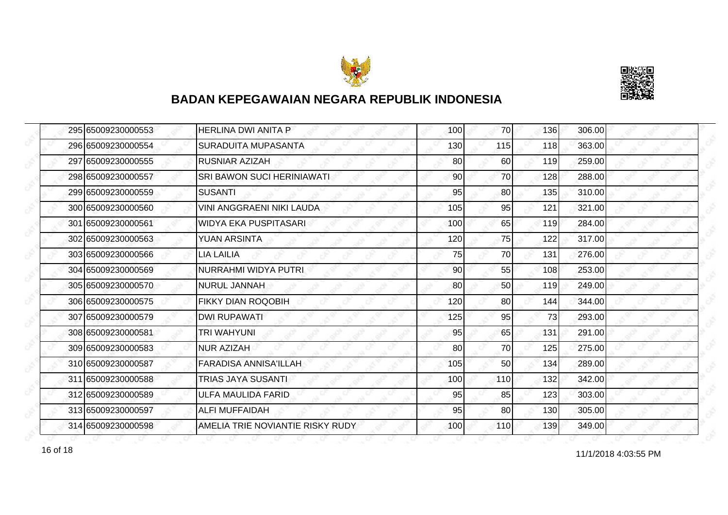# BADAN KEPEGAWAIAN NEGARA REPUBLIK INDONESIA

| | | | | | | | |
|---|---|---|---|---|---|---|---|
| 295 | 65009230000553 | HERLINA DWI ANITA P | 100 | 70 | 136 | 306.00 | |
| 296 | 65009230000554 | SURADUITA MUPASANTA | 130 | 115 | 118 | 363.00 | |
| 297 | 65009230000555 | RUSNIAR AZIZAH | 80 | 60 | 119 | 259.00 | |
| 298 | 65009230000557 | SRI BAWON SUCI HERINIAWATI | 90 | 70 | 128 | 288.00 | |
| 299 | 65009230000559 | SUSANTI | 95 | 80 | 135 | 310.00 | |
| 300 | 65009230000560 | VINI ANGGRAENI NIKI LAUDA | 105 | 95 | 121 | 321.00 | |
| 301 | 65009230000561 | WIDYA EKA PUSPITASARI | 100 | 65 | 119 | 284.00 | |
| 302 | 65009230000563 | YUAN ARSINTA | 120 | 75 | 122 | 317.00 | |
| 303 | 65009230000566 | LIA LAILIA | 75 | 70 | 131 | 276.00 | |
| 304 | 65009230000569 | NURRAHMI WIDYA PUTRI | 90 | 55 | 108 | 253.00 | |
| 305 | 65009230000570 | NURUL JANNAH | 80 | 50 | 119 | 249.00 | |
| 306 | 65009230000575 | FIKKY DIAN ROQOBIH | 120 | 80 | 144 | 344.00 | |
| 307 | 65009230000579 | DWI RUPAWATI | 125 | 95 | 73 | 293.00 | |
| 308 | 65009230000581 | TRI WAHYUNI | 95 | 65 | 131 | 291.00 | |
| 309 | 65009230000583 | NUR AZIZAH | 80 | 70 | 125 | 275.00 | |
| 310 | 65009230000587 | FARADISA ANNISA'ILLAH | 105 | 50 | 134 | 289.00 | |
| 311 | 65009230000588 | TRIAS JAYA SUSANTI | 100 | 110 | 132 | 342.00 | |
| 312 | 65009230000589 | ULFA MAULIDA FARID | 95 | 85 | 123 | 303.00 | |
| 313 | 65009230000597 | ALFI MUFFAIDAH | 95 | 80 | 130 | 305.00 | |
| 314 | 65009230000598 | AMELIA TRIE NOVIANTIE RISKY RUDY | 100 | 110 | 139 | 349.00 | |

11/1/2018 4:03:55 PM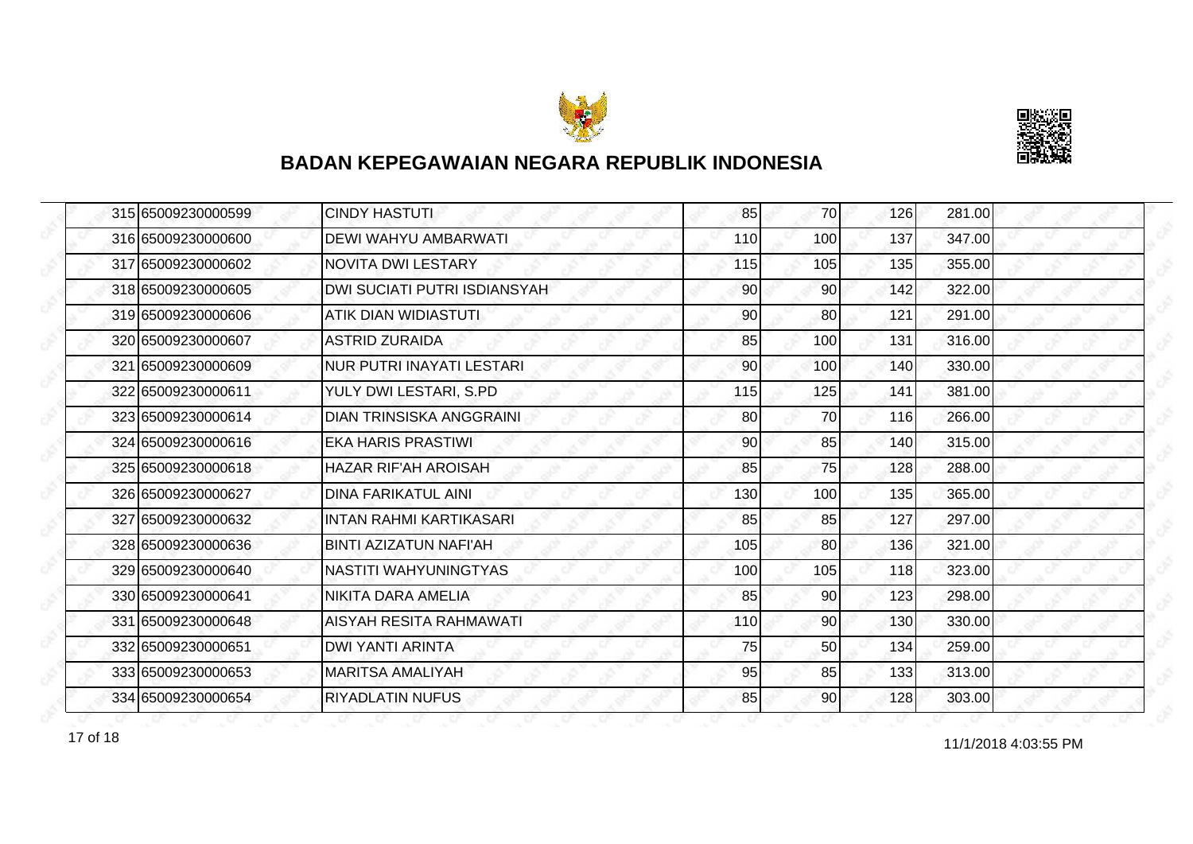## BADAN KEPEGAWAIAN NEGARA REPUBLIK INDONESIA

| | | | | | | | |
|---|---|---|---|---|---|---|---|
| 315 | 65009230000599 | CINDY HASTUTI | 85 | 70 | 126 | 281.00 | |
| 316 | 65009230000600 | DEWI WAHYU AMBARWATI | 110 | 100 | 137 | 347.00 | |
| 317 | 65009230000602 | NOVITA DWI LESTARY | 115 | 105 | 135 | 355.00 | |
| 318 | 65009230000605 | DWI SUCIATI PUTRI ISDIANSYAH | 90 | 90 | 142 | 322.00 | |
| 319 | 65009230000606 | ATIK DIAN WIDIASTUTI | 90 | 80 | 121 | 291.00 | |
| 320 | 65009230000607 | ASTRID ZURAIDA | 85 | 100 | 131 | 316.00 | |
| 321 | 65009230000609 | NUR PUTRI INAYATI LESTARI | 90 | 100 | 140 | 330.00 | |
| 322 | 65009230000611 | YULY DWI LESTARI, S.PD | 115 | 125 | 141 | 381.00 | |
| 323 | 65009230000614 | DIAN TRINSISKA ANGGRAINI | 80 | 70 | 116 | 266.00 | |
| 324 | 65009230000616 | EKA HARIS PRASTIWI | 90 | 85 | 140 | 315.00 | |
| 325 | 65009230000618 | HAZAR RIF'AH AROISAH | 85 | 75 | 128 | 288.00 | |
| 326 | 65009230000627 | DINA FARIKATUL AINI | 130 | 100 | 135 | 365.00 | |
| 327 | 65009230000632 | INTAN RAHMI KARTIKASARI | 85 | 85 | 127 | 297.00 | |
| 328 | 65009230000636 | BINTI AZIZATUN NAFI'AH | 105 | 80 | 136 | 321.00 | |
| 329 | 65009230000640 | NASTITI WAHYUNINGTYAS | 100 | 105 | 118 | 323.00 | |
| 330 | 65009230000641 | NIKITA DARA AMELIA | 85 | 90 | 123 | 298.00 | |
| 331 | 65009230000648 | AISYAH RESITA RAHMAWATI | 110 | 90 | 130 | 330.00 | |
| 332 | 65009230000651 | DWI YANTI ARINTA | 75 | 50 | 134 | 259.00 | |
| 333 | 65009230000653 | MARITSA AMALIYAH | 95 | 85 | 133 | 313.00 | |
| 334 | 65009230000654 | RIYADLATIN NUFUS | 85 | 90 | 128 | 303.00 | |

11/1/2018 4:03:55 PM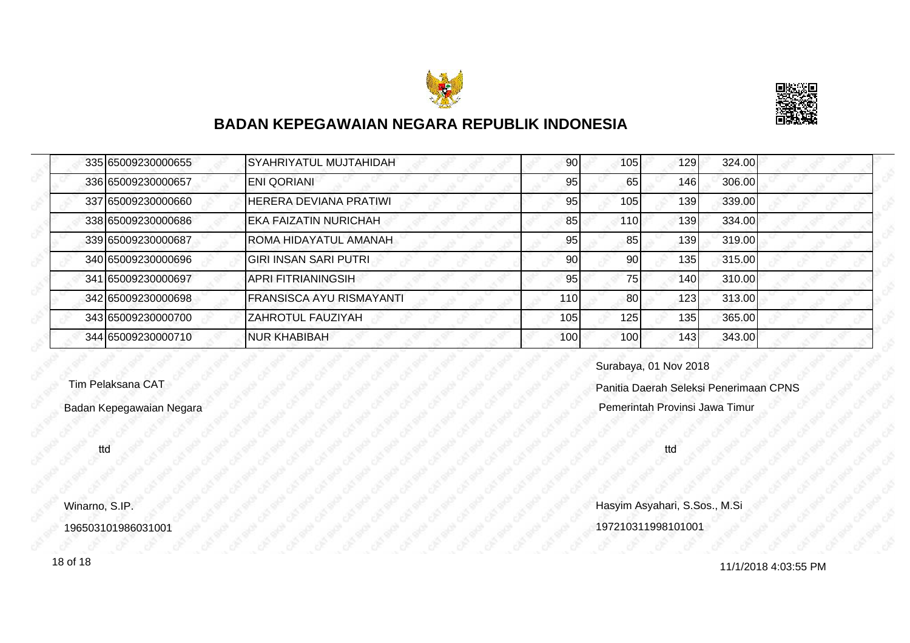## BADAN KEPEGAWAIAN NEGARA REPUBLIK INDONESIA

| | | | | | | | |
|---|---|---|---|---|---|---|---|
| 335 | 65009230000655 | SYAHRIYATUL MUJTAHIDAH | 90 | 105 | 129 | 324.00 | |
| 336 | 65009230000657 | ENI QORIANI | 95 | 65 | 146 | 306.00 | |
| 337 | 65009230000660 | HERERA DEVIANA PRATIWI | 95 | 105 | 139 | 339.00 | |
| 338 | 65009230000686 | EKA FAIZATIN NURICHAH | 85 | 110 | 139 | 334.00 | |
| 339 | 65009230000687 | ROMA HIDAYATUL AMANAH | 95 | 85 | 139 | 319.00 | |
| 340 | 65009230000696 | GIRI INSAN SARI PUTRI | 90 | 90 | 135 | 315.00 | |
| 341 | 65009230000697 | APRI FITRIANINGSIH | 95 | 75 | 140 | 310.00 | |
| 342 | 65009230000698 | FRANSISCA AYU RISMAYANTI | 110 | 80 | 123 | 313.00 | |
| 343 | 65009230000700 | ZAHROTUL FAUZIYAH | 105 | 125 | 135 | 365.00 | |
| 344 | 65009230000710 | NUR KHABIBAH | 100 | 100 | 143 | 343.00 | |

Surabaya, 01 Nov 2018

Tim Pelaksana CAT

Badan Kepegawaian Negara

ttd

Winarno, S.IP.

196503101986031001

Panitia Daerah Seleksi Penerimaan CPNS

Pemerintah Provinsi Jawa Timur

ttd

Hasyim Asyahari, S.Sos., M.Si

197210311998101001

11/1/2018 4:03:55 PM